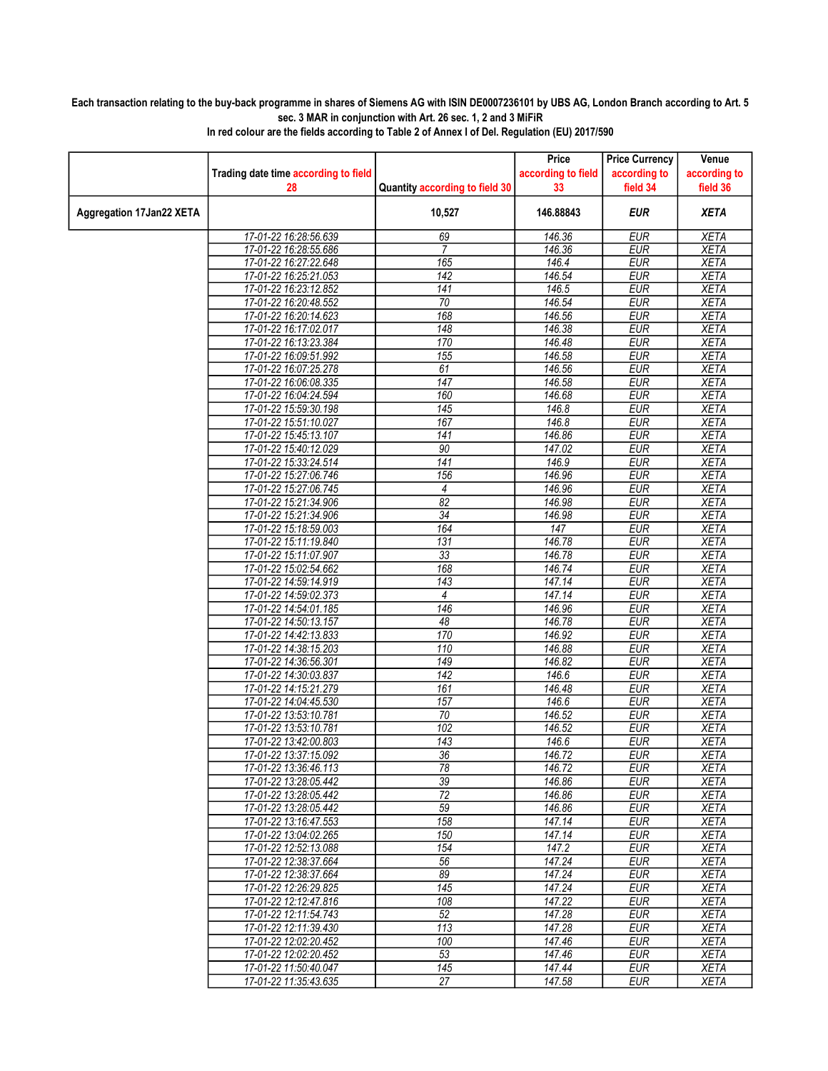**Each transaction relating to the buy-back programme in shares of Siemens AG with ISIN DE0007236101 by UBS AG, London Branch according to Art. 5 sec. 3 MAR in conjunction with Art. 26 sec. 1, 2 and 3 MiFiR**

**In red colour are the fields according to Table 2 of Annex I of Del. Regulation (EU) 2017/590**

| | Trading date time according to field 28 | Quantity according to field 30 | Price according to field 33 | Price Currency according to field 34 | Venue according to field 36 |
|---|---|---|---|---|---|
| **Aggregation 17Jan22 XETA** | | **10,527** | **146.88843** | ***EUR*** | ***XETA*** |
| | 17-01-22 16:28:56.639 | 69 | 146.36 | EUR | XETA |
| | 17-01-22 16:28:55.686 | 7 | 146.36 | EUR | XETA |
| | 17-01-22 16:27:22.648 | 165 | 146.4 | EUR | XETA |
| | 17-01-22 16:25:21.053 | 142 | 146.54 | EUR | XETA |
| | 17-01-22 16:23:12.852 | 141 | 146.5 | EUR | XETA |
| | 17-01-22 16:20:48.552 | 70 | 146.54 | EUR | XETA |
| | 17-01-22 16:20:14.623 | 168 | 146.56 | EUR | XETA |
| | 17-01-22 16:17:02.017 | 148 | 146.38 | EUR | XETA |
| | 17-01-22 16:13:23.384 | 170 | 146.48 | EUR | XETA |
| | 17-01-22 16:09:51.992 | 155 | 146.58 | EUR | XETA |
| | 17-01-22 16:07:25.278 | 61 | 146.56 | EUR | XETA |
| | 17-01-22 16:06:08.335 | 147 | 146.58 | EUR | XETA |
| | 17-01-22 16:04:24.594 | 160 | 146.68 | EUR | XETA |
| | 17-01-22 15:59:30.198 | 145 | 146.8 | EUR | XETA |
| | 17-01-22 15:51:10.027 | 167 | 146.8 | EUR | XETA |
| | 17-01-22 15:45:13.107 | 141 | 146.86 | EUR | XETA |
| | 17-01-22 15:40:12.029 | 90 | 147.02 | EUR | XETA |
| | 17-01-22 15:33:24.514 | 141 | 146.9 | EUR | XETA |
| | 17-01-22 15:27:06.746 | 156 | 146.96 | EUR | XETA |
| | 17-01-22 15:27:06.745 | 4 | 146.96 | EUR | XETA |
| | 17-01-22 15:21:34.906 | 82 | 146.98 | EUR | XETA |
| | 17-01-22 15:21:34.906 | 34 | 146.98 | EUR | XETA |
| | 17-01-22 15:18:59.003 | 164 | 147 | EUR | XETA |
| | 17-01-22 15:11:19.840 | 131 | 146.78 | EUR | XETA |
| | 17-01-22 15:11:07.907 | 33 | 146.78 | EUR | XETA |
| | 17-01-22 15:02:54.662 | 168 | 146.74 | EUR | XETA |
| | 17-01-22 14:59:14.919 | 143 | 147.14 | EUR | XETA |
| | 17-01-22 14:59:02.373 | 4 | 147.14 | EUR | XETA |
| | 17-01-22 14:54:01.185 | 146 | 146.96 | EUR | XETA |
| | 17-01-22 14:50:13.157 | 48 | 146.78 | EUR | XETA |
| | 17-01-22 14:42:13.833 | 170 | 146.92 | EUR | XETA |
| | 17-01-22 14:38:15.203 | 110 | 146.88 | EUR | XETA |
| | 17-01-22 14:36:56.301 | 149 | 146.82 | EUR | XETA |
| | 17-01-22 14:30:03.837 | 142 | 146.6 | EUR | XETA |
| | 17-01-22 14:15:21.279 | 161 | 146.48 | EUR | XETA |
| | 17-01-22 14:04:45.530 | 157 | 146.6 | EUR | XETA |
| | 17-01-22 13:53:10.781 | 70 | 146.52 | EUR | XETA |
| | 17-01-22 13:53:10.781 | 102 | 146.52 | EUR | XETA |
| | 17-01-22 13:42:00.803 | 143 | 146.6 | EUR | XETA |
| | 17-01-22 13:37:15.092 | 36 | 146.72 | EUR | XETA |
| | 17-01-22 13:36:46.113 | 78 | 146.72 | EUR | XETA |
| | 17-01-22 13:28:05.442 | 39 | 146.86 | EUR | XETA |
| | 17-01-22 13:28:05.442 | 72 | 146.86 | EUR | XETA |
| | 17-01-22 13:28:05.442 | 59 | 146.86 | EUR | XETA |
| | 17-01-22 13:16:47.553 | 158 | 147.14 | EUR | XETA |
| | 17-01-22 13:04:02.265 | 150 | 147.14 | EUR | XETA |
| | 17-01-22 12:52:13.088 | 154 | 147.2 | EUR | XETA |
| | 17-01-22 12:38:37.664 | 56 | 147.24 | EUR | XETA |
| | 17-01-22 12:38:37.664 | 89 | 147.24 | EUR | XETA |
| | 17-01-22 12:26:29.825 | 145 | 147.24 | EUR | XETA |
| | 17-01-22 12:12:47.816 | 108 | 147.22 | EUR | XETA |
| | 17-01-22 12:11:54.743 | 52 | 147.28 | EUR | XETA |
| | 17-01-22 12:11:39.430 | 113 | 147.28 | EUR | XETA |
| | 17-01-22 12:02:20.452 | 100 | 147.46 | EUR | XETA |
| | 17-01-22 12:02:20.452 | 53 | 147.46 | EUR | XETA |
| | 17-01-22 11:50:40.047 | 145 | 147.44 | EUR | XETA |
| | 17-01-22 11:35:43.635 | 27 | 147.58 | EUR | XETA |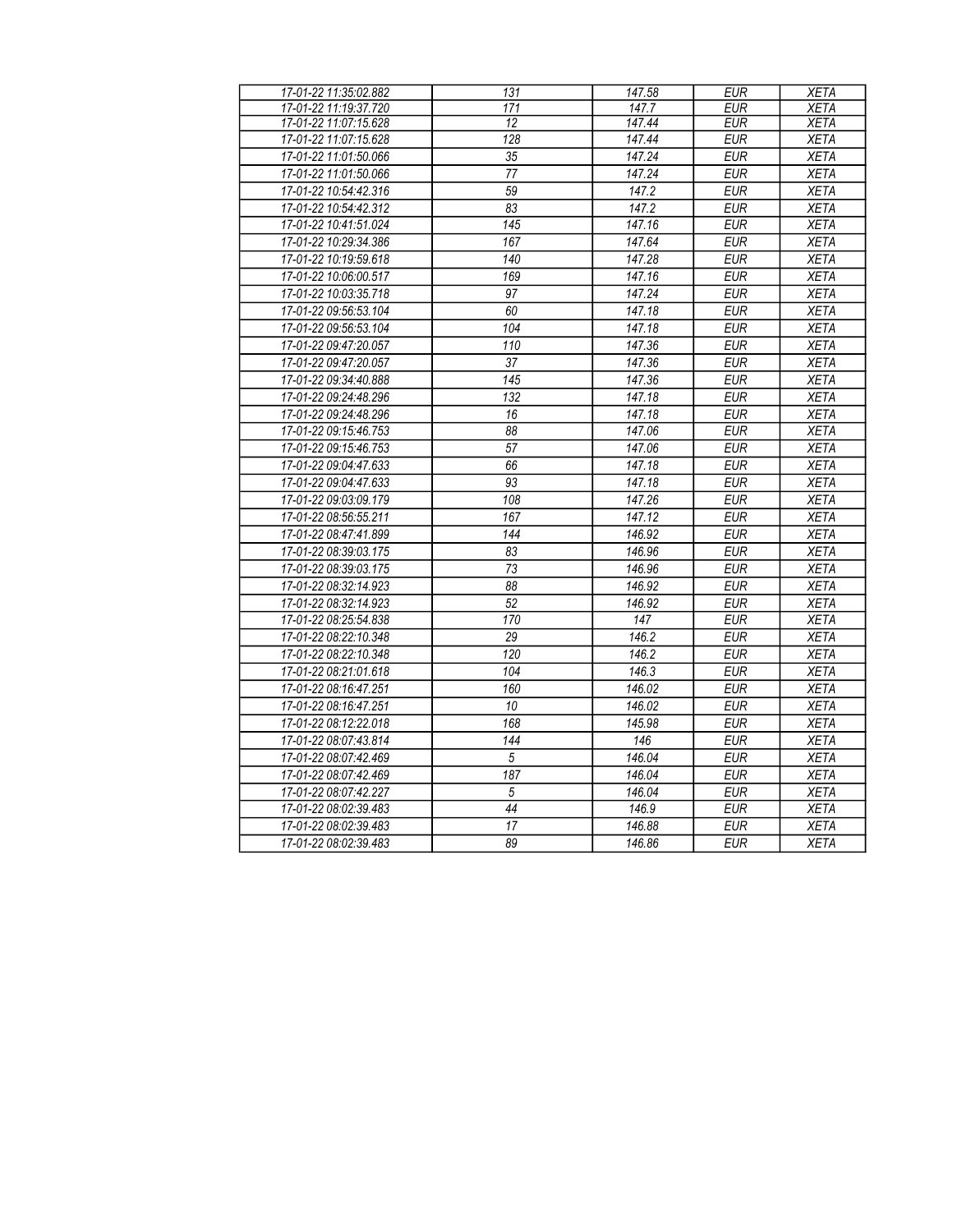| | | | | |
|---|---|---|---|---|
| 17-01-22 11:35:02.882 | 131 | 147.58 | EUR | XETA |
| 17-01-22 11:19:37.720 | 171 | 147.7 | EUR | XETA |
| 17-01-22 11:07:15.628 | 12 | 147.44 | EUR | XETA |
| 17-01-22 11:07:15.628 | 128 | 147.44 | EUR | XETA |
| 17-01-22 11:01:50.066 | 35 | 147.24 | EUR | XETA |
| 17-01-22 11:01:50.066 | 77 | 147.24 | EUR | XETA |
| 17-01-22 10:54:42.316 | 59 | 147.2 | EUR | XETA |
| 17-01-22 10:54:42.312 | 83 | 147.2 | EUR | XETA |
| 17-01-22 10:41:51.024 | 145 | 147.16 | EUR | XETA |
| 17-01-22 10:29:34.386 | 167 | 147.64 | EUR | XETA |
| 17-01-22 10:19:59.618 | 140 | 147.28 | EUR | XETA |
| 17-01-22 10:06:00.517 | 169 | 147.16 | EUR | XETA |
| 17-01-22 10:03:35.718 | 97 | 147.24 | EUR | XETA |
| 17-01-22 09:56:53.104 | 60 | 147.18 | EUR | XETA |
| 17-01-22 09:56:53.104 | 104 | 147.18 | EUR | XETA |
| 17-01-22 09:47:20.057 | 110 | 147.36 | EUR | XETA |
| 17-01-22 09:47:20.057 | 37 | 147.36 | EUR | XETA |
| 17-01-22 09:34:40.888 | 145 | 147.36 | EUR | XETA |
| 17-01-22 09:24:48.296 | 132 | 147.18 | EUR | XETA |
| 17-01-22 09:24:48.296 | 16 | 147.18 | EUR | XETA |
| 17-01-22 09:15:46.753 | 88 | 147.06 | EUR | XETA |
| 17-01-22 09:15:46.753 | 57 | 147.06 | EUR | XETA |
| 17-01-22 09:04:47.633 | 66 | 147.18 | EUR | XETA |
| 17-01-22 09:04:47.633 | 93 | 147.18 | EUR | XETA |
| 17-01-22 09:03:09.179 | 108 | 147.26 | EUR | XETA |
| 17-01-22 08:56:55.211 | 167 | 147.12 | EUR | XETA |
| 17-01-22 08:47:41.899 | 144 | 146.92 | EUR | XETA |
| 17-01-22 08:39:03.175 | 83 | 146.96 | EUR | XETA |
| 17-01-22 08:39:03.175 | 73 | 146.96 | EUR | XETA |
| 17-01-22 08:32:14.923 | 88 | 146.92 | EUR | XETA |
| 17-01-22 08:32:14.923 | 52 | 146.92 | EUR | XETA |
| 17-01-22 08:25:54.838 | 170 | 147 | EUR | XETA |
| 17-01-22 08:22:10.348 | 29 | 146.2 | EUR | XETA |
| 17-01-22 08:22:10.348 | 120 | 146.2 | EUR | XETA |
| 17-01-22 08:21:01.618 | 104 | 146.3 | EUR | XETA |
| 17-01-22 08:16:47.251 | 160 | 146.02 | EUR | XETA |
| 17-01-22 08:16:47.251 | 10 | 146.02 | EUR | XETA |
| 17-01-22 08:12:22.018 | 168 | 145.98 | EUR | XETA |
| 17-01-22 08:07:43.814 | 144 | 146 | EUR | XETA |
| 17-01-22 08:07:42.469 | 5 | 146.04 | EUR | XETA |
| 17-01-22 08:07:42.469 | 187 | 146.04 | EUR | XETA |
| 17-01-22 08:07:42.227 | 5 | 146.04 | EUR | XETA |
| 17-01-22 08:02:39.483 | 44 | 146.9 | EUR | XETA |
| 17-01-22 08:02:39.483 | 17 | 146.88 | EUR | XETA |
| 17-01-22 08:02:39.483 | 89 | 146.86 | EUR | XETA |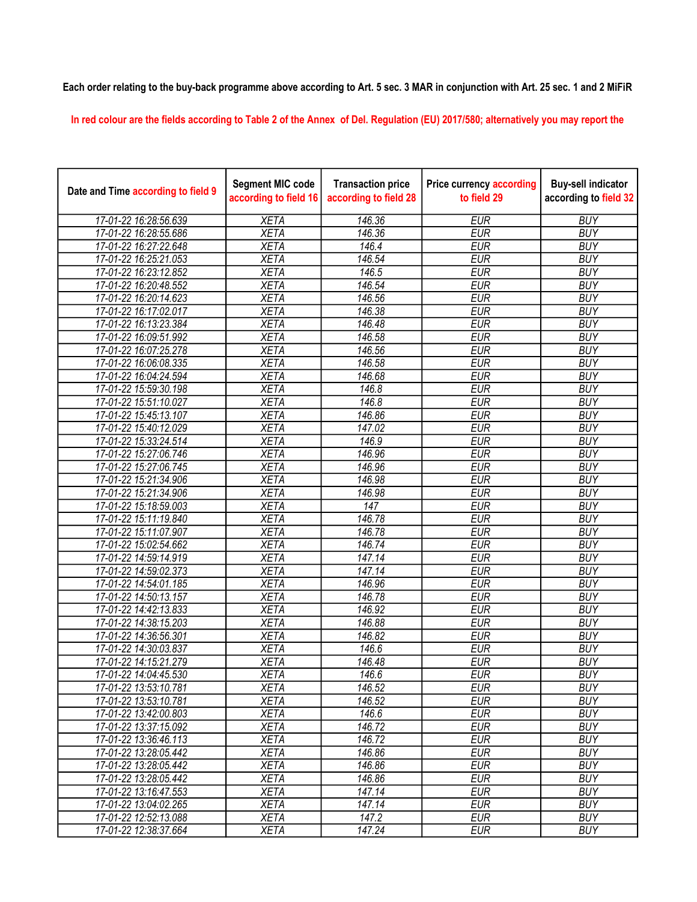Each order relating to the buy-back programme above according to Art. 5 sec. 3 MAR in conjunction with Art. 25 sec. 1 and 2 MiFiR

In red colour are the fields according to Table 2 of the Annex of Del. Regulation (EU) 2017/580; alternatively you may report the

| Date and Time according to field 9 | Segment MIC code according to field 16 | Transaction price according to field 28 | Price currency according to field 29 | Buy-sell indicator according to field 32 |
|---|---|---|---|---|
| 17-01-22 16:28:56.639 | XETA | 146.36 | EUR | BUY |
| 17-01-22 16:28:55.686 | XETA | 146.36 | EUR | BUY |
| 17-01-22 16:27:22.648 | XETA | 146.4 | EUR | BUY |
| 17-01-22 16:25:21.053 | XETA | 146.54 | EUR | BUY |
| 17-01-22 16:23:12.852 | XETA | 146.5 | EUR | BUY |
| 17-01-22 16:20:48.552 | XETA | 146.54 | EUR | BUY |
| 17-01-22 16:20:14.623 | XETA | 146.56 | EUR | BUY |
| 17-01-22 16:17:02.017 | XETA | 146.38 | EUR | BUY |
| 17-01-22 16:13:23.384 | XETA | 146.48 | EUR | BUY |
| 17-01-22 16:09:51.992 | XETA | 146.58 | EUR | BUY |
| 17-01-22 16:07:25.278 | XETA | 146.56 | EUR | BUY |
| 17-01-22 16:06:08.335 | XETA | 146.58 | EUR | BUY |
| 17-01-22 16:04:24.594 | XETA | 146.68 | EUR | BUY |
| 17-01-22 15:59:30.198 | XETA | 146.8 | EUR | BUY |
| 17-01-22 15:51:10.027 | XETA | 146.8 | EUR | BUY |
| 17-01-22 15:45:13.107 | XETA | 146.86 | EUR | BUY |
| 17-01-22 15:40:12.029 | XETA | 147.02 | EUR | BUY |
| 17-01-22 15:33:24.514 | XETA | 146.9 | EUR | BUY |
| 17-01-22 15:27:06.746 | XETA | 146.96 | EUR | BUY |
| 17-01-22 15:27:06.745 | XETA | 146.96 | EUR | BUY |
| 17-01-22 15:21:34.906 | XETA | 146.98 | EUR | BUY |
| 17-01-22 15:21:34.906 | XETA | 146.98 | EUR | BUY |
| 17-01-22 15:18:59.003 | XETA | 147 | EUR | BUY |
| 17-01-22 15:11:19.840 | XETA | 146.78 | EUR | BUY |
| 17-01-22 15:11:07.907 | XETA | 146.78 | EUR | BUY |
| 17-01-22 15:02:54.662 | XETA | 146.74 | EUR | BUY |
| 17-01-22 14:59:14.919 | XETA | 147.14 | EUR | BUY |
| 17-01-22 14:59:02.373 | XETA | 147.14 | EUR | BUY |
| 17-01-22 14:54:01.185 | XETA | 146.96 | EUR | BUY |
| 17-01-22 14:50:13.157 | XETA | 146.78 | EUR | BUY |
| 17-01-22 14:42:13.833 | XETA | 146.92 | EUR | BUY |
| 17-01-22 14:38:15.203 | XETA | 146.88 | EUR | BUY |
| 17-01-22 14:36:56.301 | XETA | 146.82 | EUR | BUY |
| 17-01-22 14:30:03.837 | XETA | 146.6 | EUR | BUY |
| 17-01-22 14:15:21.279 | XETA | 146.48 | EUR | BUY |
| 17-01-22 14:04:45.530 | XETA | 146.6 | EUR | BUY |
| 17-01-22 13:53:10.781 | XETA | 146.52 | EUR | BUY |
| 17-01-22 13:53:10.781 | XETA | 146.52 | EUR | BUY |
| 17-01-22 13:42:00.803 | XETA | 146.6 | EUR | BUY |
| 17-01-22 13:37:15.092 | XETA | 146.72 | EUR | BUY |
| 17-01-22 13:36:46.113 | XETA | 146.72 | EUR | BUY |
| 17-01-22 13:28:05.442 | XETA | 146.86 | EUR | BUY |
| 17-01-22 13:28:05.442 | XETA | 146.86 | EUR | BUY |
| 17-01-22 13:28:05.442 | XETA | 146.86 | EUR | BUY |
| 17-01-22 13:16:47.553 | XETA | 147.14 | EUR | BUY |
| 17-01-22 13:04:02.265 | XETA | 147.14 | EUR | BUY |
| 17-01-22 12:52:13.088 | XETA | 147.2 | EUR | BUY |
| 17-01-22 12:38:37.664 | XETA | 147.24 | EUR | BUY |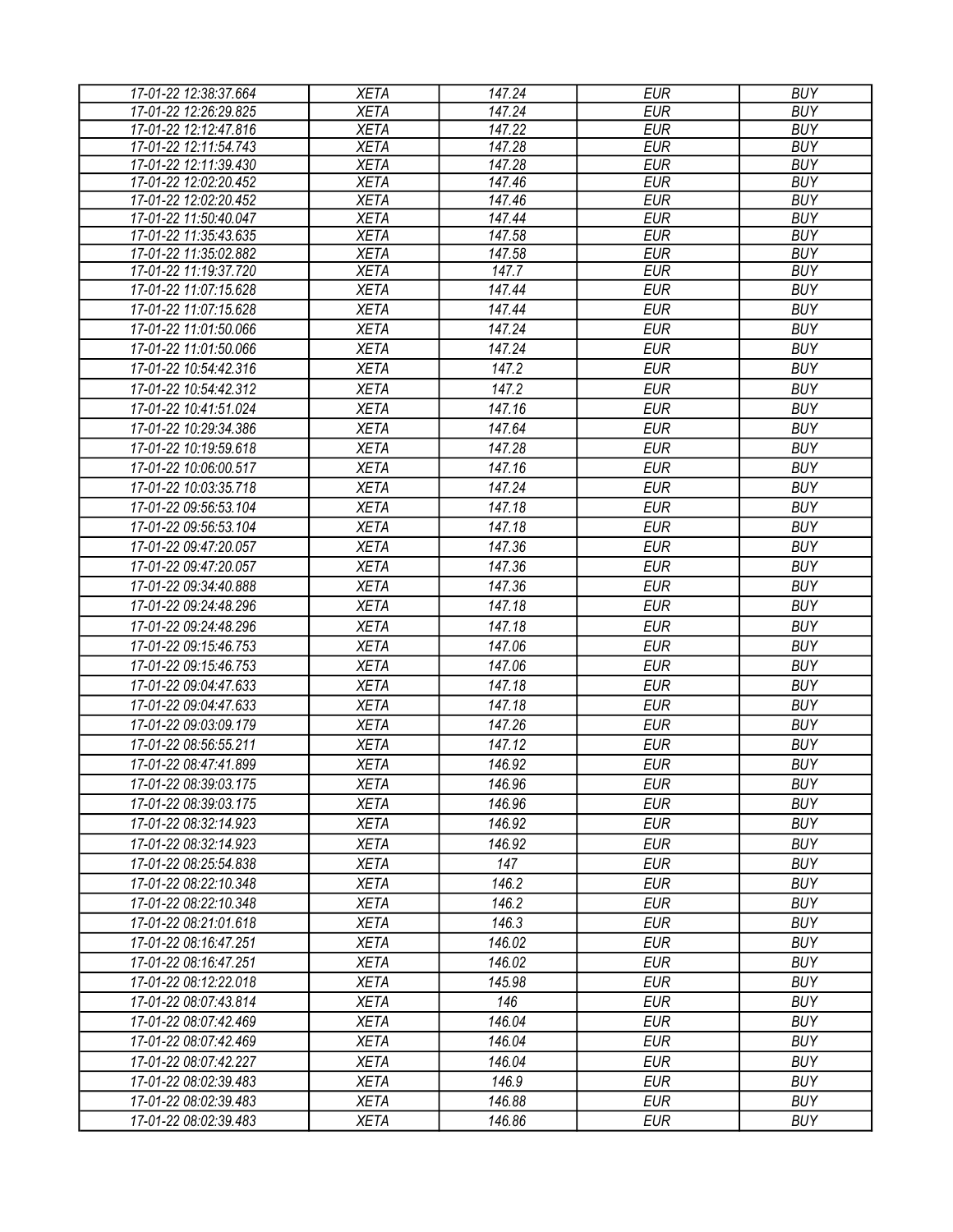| | | | | |
|---|---|---|---|---|
| 17-01-22 12:38:37.664 | XETA | 147.24 | EUR | BUY |
| 17-01-22 12:26:29.825 | XETA | 147.24 | EUR | BUY |
| 17-01-22 12:12:47.816 | XETA | 147.22 | EUR | BUY |
| 17-01-22 12:11:54.743 | XETA | 147.28 | EUR | BUY |
| 17-01-22 12:11:39.430 | XETA | 147.28 | EUR | BUY |
| 17-01-22 12:02:20.452 | XETA | 147.46 | EUR | BUY |
| 17-01-22 12:02:20.452 | XETA | 147.46 | EUR | BUY |
| 17-01-22 11:50:40.047 | XETA | 147.44 | EUR | BUY |
| 17-01-22 11:35:43.635 | XETA | 147.58 | EUR | BUY |
| 17-01-22 11:35:02.882 | XETA | 147.58 | EUR | BUY |
| 17-01-22 11:19:37.720 | XETA | 147.7 | EUR | BUY |
| 17-01-22 11:07:15.628 | XETA | 147.44 | EUR | BUY |
| 17-01-22 11:07:15.628 | XETA | 147.44 | EUR | BUY |
| 17-01-22 11:01:50.066 | XETA | 147.24 | EUR | BUY |
| 17-01-22 11:01:50.066 | XETA | 147.24 | EUR | BUY |
| 17-01-22 10:54:42.316 | XETA | 147.2 | EUR | BUY |
| 17-01-22 10:54:42.312 | XETA | 147.2 | EUR | BUY |
| 17-01-22 10:41:51.024 | XETA | 147.16 | EUR | BUY |
| 17-01-22 10:29:34.386 | XETA | 147.64 | EUR | BUY |
| 17-01-22 10:19:59.618 | XETA | 147.28 | EUR | BUY |
| 17-01-22 10:06:00.517 | XETA | 147.16 | EUR | BUY |
| 17-01-22 10:03:35.718 | XETA | 147.24 | EUR | BUY |
| 17-01-22 09:56:53.104 | XETA | 147.18 | EUR | BUY |
| 17-01-22 09:56:53.104 | XETA | 147.18 | EUR | BUY |
| 17-01-22 09:47:20.057 | XETA | 147.36 | EUR | BUY |
| 17-01-22 09:47:20.057 | XETA | 147.36 | EUR | BUY |
| 17-01-22 09:34:40.888 | XETA | 147.36 | EUR | BUY |
| 17-01-22 09:24:48.296 | XETA | 147.18 | EUR | BUY |
| 17-01-22 09:24:48.296 | XETA | 147.18 | EUR | BUY |
| 17-01-22 09:15:46.753 | XETA | 147.06 | EUR | BUY |
| 17-01-22 09:15:46.753 | XETA | 147.06 | EUR | BUY |
| 17-01-22 09:04:47.633 | XETA | 147.18 | EUR | BUY |
| 17-01-22 09:04:47.633 | XETA | 147.18 | EUR | BUY |
| 17-01-22 09:03:09.179 | XETA | 147.26 | EUR | BUY |
| 17-01-22 08:56:55.211 | XETA | 147.12 | EUR | BUY |
| 17-01-22 08:47:41.899 | XETA | 146.92 | EUR | BUY |
| 17-01-22 08:39:03.175 | XETA | 146.96 | EUR | BUY |
| 17-01-22 08:39:03.175 | XETA | 146.96 | EUR | BUY |
| 17-01-22 08:32:14.923 | XETA | 146.92 | EUR | BUY |
| 17-01-22 08:32:14.923 | XETA | 146.92 | EUR | BUY |
| 17-01-22 08:25:54.838 | XETA | 147 | EUR | BUY |
| 17-01-22 08:22:10.348 | XETA | 146.2 | EUR | BUY |
| 17-01-22 08:22:10.348 | XETA | 146.2 | EUR | BUY |
| 17-01-22 08:21:01.618 | XETA | 146.3 | EUR | BUY |
| 17-01-22 08:16:47.251 | XETA | 146.02 | EUR | BUY |
| 17-01-22 08:16:47.251 | XETA | 146.02 | EUR | BUY |
| 17-01-22 08:12:22.018 | XETA | 145.98 | EUR | BUY |
| 17-01-22 08:07:43.814 | XETA | 146 | EUR | BUY |
| 17-01-22 08:07:42.469 | XETA | 146.04 | EUR | BUY |
| 17-01-22 08:07:42.469 | XETA | 146.04 | EUR | BUY |
| 17-01-22 08:07:42.227 | XETA | 146.04 | EUR | BUY |
| 17-01-22 08:02:39.483 | XETA | 146.9 | EUR | BUY |
| 17-01-22 08:02:39.483 | XETA | 146.88 | EUR | BUY |
| 17-01-22 08:02:39.483 | XETA | 146.86 | EUR | BUY |